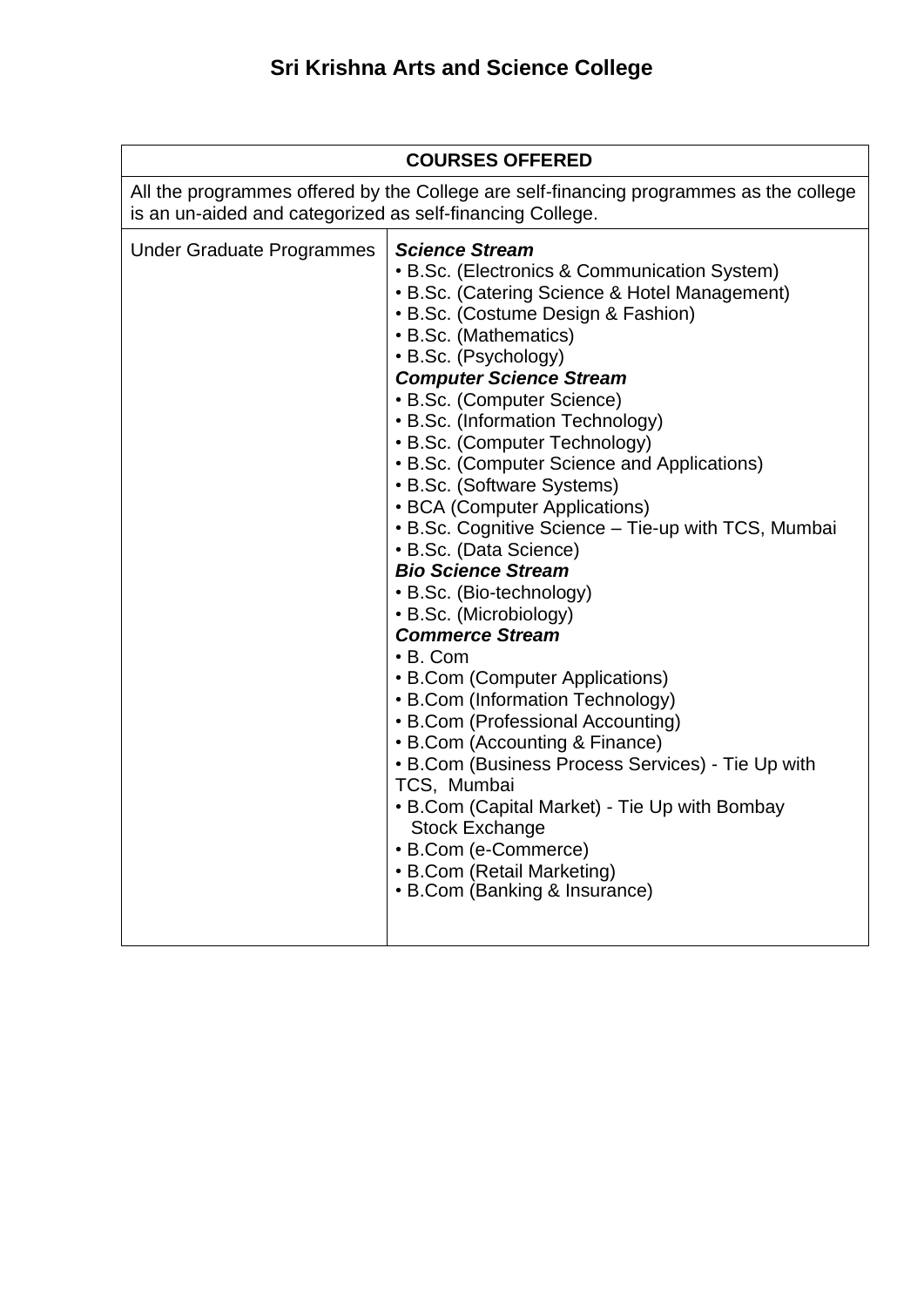# Sri Krishna Arts and Science College

| COURSES OFFERED | |
|---|---|
| All the programmes offered by the College are self-financing programmes as the college is an un-aided and categorized as self-financing College. | |
| Under Graduate Programmes | ***Science Stream***<br>• B.Sc. (Electronics & Communication System)<br>• B.Sc. (Catering Science & Hotel Management)<br>• B.Sc. (Costume Design & Fashion)<br>• B.Sc. (Mathematics)<br>• B.Sc. (Psychology)<br>***Computer Science Stream***<br>• B.Sc. (Computer Science)<br>• B.Sc. (Information Technology)<br>• B.Sc. (Computer Technology)<br>• B.Sc. (Computer Science and Applications)<br>• B.Sc. (Software Systems)<br>• BCA (Computer Applications)<br>• B.Sc. Cognitive Science – Tie-up with TCS, Mumbai<br>• B.Sc. (Data Science)<br>***Bio Science Stream***<br>• B.Sc. (Bio-technology)<br>• B.Sc. (Microbiology)<br>***Commerce Stream***<br>• B. Com<br>• B.Com (Computer Applications)<br>• B.Com (Information Technology)<br>• B.Com (Professional Accounting)<br>• B.Com (Accounting & Finance)<br>• B.Com (Business Process Services) - Tie Up with TCS, Mumbai<br>• B.Com (Capital Market) - Tie Up with Bombay Stock Exchange<br>• B.Com (e-Commerce)<br>• B.Com (Retail Marketing)<br>• B.Com (Banking & Insurance) |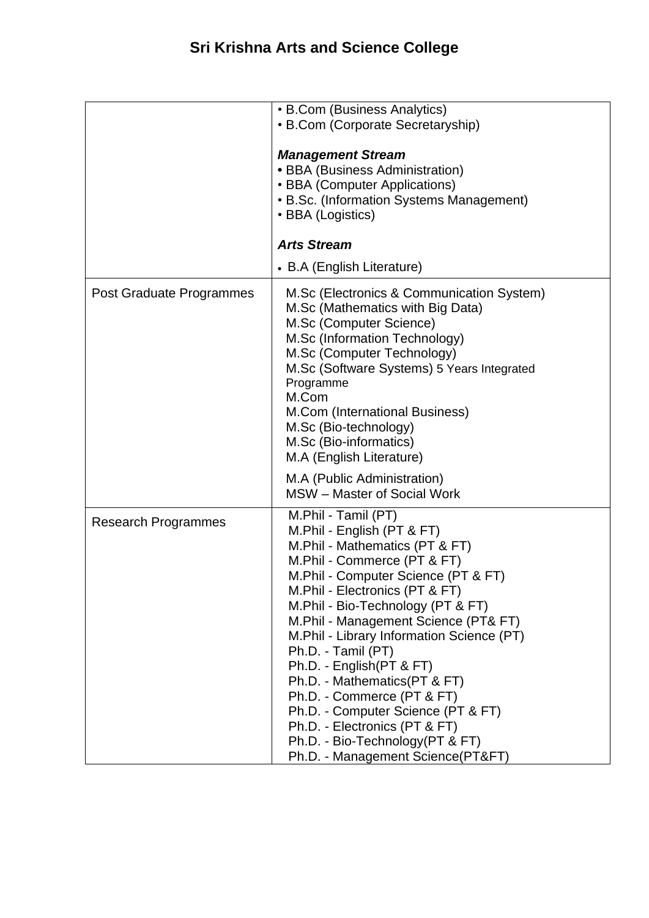# Sri Krishna Arts and Science College

| | |
|---|---|
| | • B.Com (Business Analytics)<br>• B.Com (Corporate Secretaryship)<br><br>***Management Stream***<br>• BBA (Business Administration)<br>• BBA (Computer Applications)<br>• B.Sc. (Information Systems Management)<br>• BBA (Logistics)<br><br>***Arts Stream***<br>• B.A (English Literature) |
| Post Graduate Programmes | M.Sc (Electronics & Communication System)<br>M.Sc (Mathematics with Big Data)<br>M.Sc (Computer Science)<br>M.Sc (Information Technology)<br>M.Sc (Computer Technology)<br>M.Sc (Software Systems) 5 Years Integrated Programme<br>M.Com<br>M.Com (International Business)<br>M.Sc (Bio-technology)<br>M.Sc (Bio-informatics)<br>M.A (English Literature)<br>M.A (Public Administration)<br>MSW – Master of Social Work |
| Research Programmes | M.Phil - Tamil (PT)<br>M.Phil - English (PT & FT)<br>M.Phil - Mathematics (PT & FT)<br>M.Phil - Commerce (PT & FT)<br>M.Phil - Computer Science (PT & FT)<br>M.Phil - Electronics (PT & FT)<br>M.Phil - Bio-Technology (PT & FT)<br>M.Phil - Management Science (PT& FT)<br>M.Phil - Library Information Science (PT)<br>Ph.D. - Tamil (PT)<br>Ph.D. - English(PT & FT)<br>Ph.D. - Mathematics(PT & FT)<br>Ph.D. - Commerce (PT & FT)<br>Ph.D. - Computer Science (PT & FT)<br>Ph.D. - Electronics (PT & FT)<br>Ph.D. - Bio-Technology(PT & FT)<br>Ph.D. - Management Science(PT&FT) |